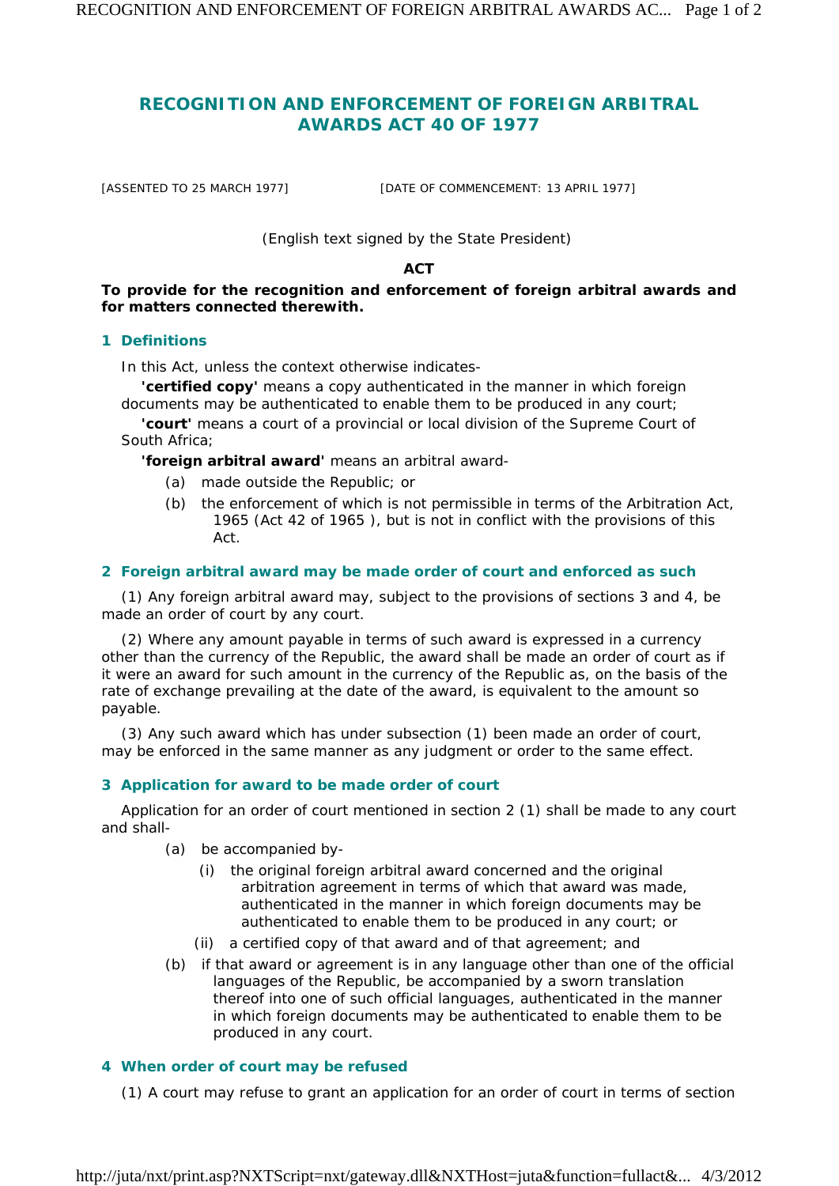# RECOGNITION AND ENFORCEMENT OF FOREIGN ARBITRAL AWARDS ACT 40 OF 1977

[ASSENTED TO 25 MARCH 1977] [DATE OF COMMENCEMENT: 13 APRIL 1977]

(English text signed by the State President)

**ACT**

**To provide for the recognition and enforcement of foreign arbitral awards and for matters connected therewith.**

## 1 Definitions

In this Act, unless the context otherwise indicates-

**'certified copy'** means a copy authenticated in the manner in which foreign documents may be authenticated to enable them to be produced in any court;

**'court'** means a court of a provincial or local division of the Supreme Court of South Africa;

**'foreign arbitral award'** means an arbitral award-

(a) made outside the Republic; or

(b) the enforcement of which is not permissible in terms of the Arbitration Act, 1965 (Act 42 of 1965 ), but is not in conflict with the provisions of this Act.

## 2 Foreign arbitral award may be made order of court and enforced as such

(1) Any foreign arbitral award may, subject to the provisions of sections 3 and 4, be made an order of court by any court.

(2) Where any amount payable in terms of such award is expressed in a currency other than the currency of the Republic, the award shall be made an order of court as if it were an award for such amount in the currency of the Republic as, on the basis of the rate of exchange prevailing at the date of the award, is equivalent to the amount so payable.

(3) Any such award which has under subsection (1) been made an order of court, may be enforced in the same manner as any judgment or order to the same effect.

## 3 Application for award to be made order of court

Application for an order of court mentioned in section 2 (1) shall be made to any court and shall-

(a) be accompanied by-

(i) the original foreign arbitral award concerned and the original arbitration agreement in terms of which that award was made, authenticated in the manner in which foreign documents may be authenticated to enable them to be produced in any court; or

(ii) a certified copy of that award and of that agreement; and

(b) if that award or agreement is in any language other than one of the official languages of the Republic, be accompanied by a sworn translation thereof into one of such official languages, authenticated in the manner in which foreign documents may be authenticated to enable them to be produced in any court.

## 4 When order of court may be refused

(1) A court may refuse to grant an application for an order of court in terms of section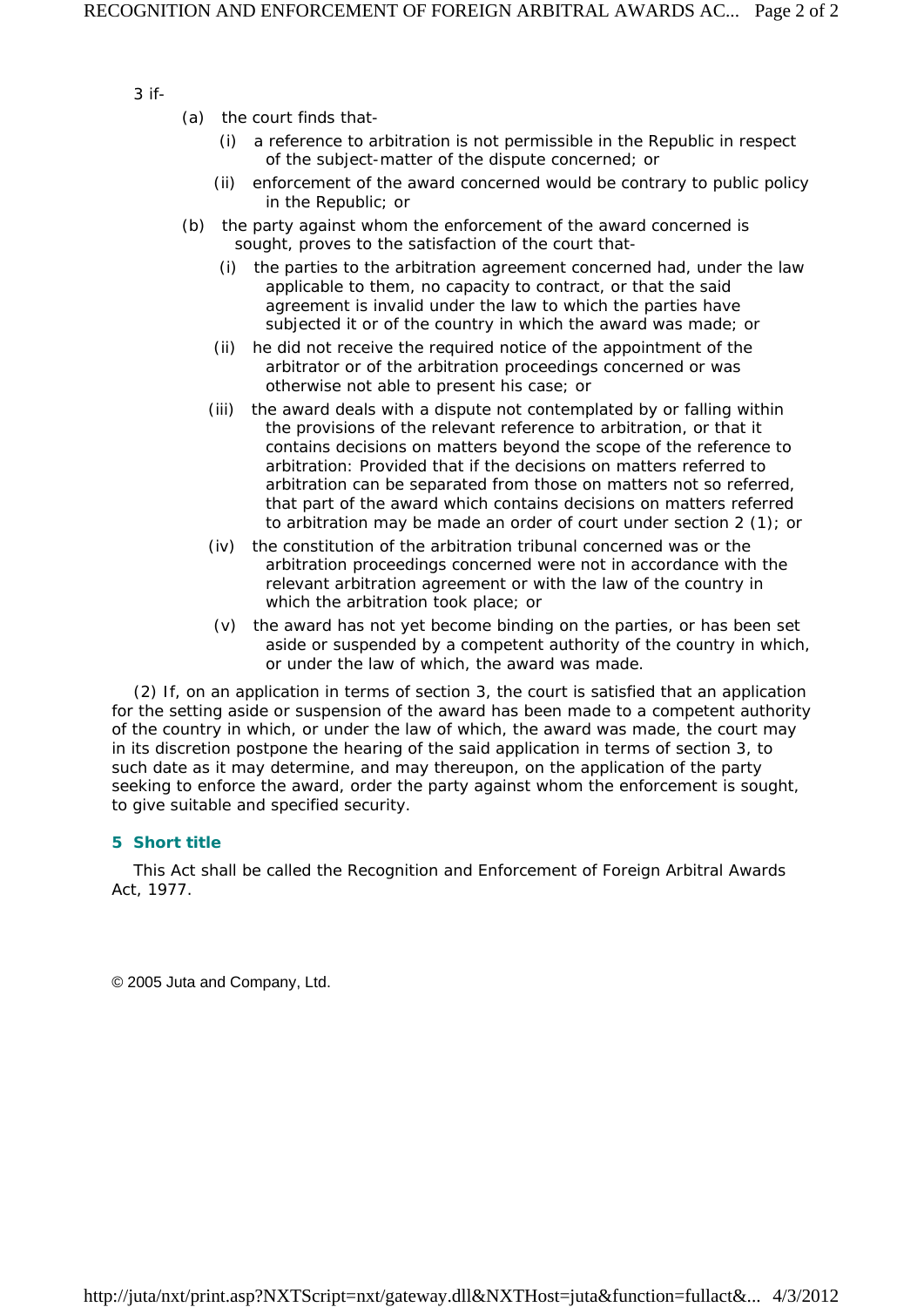3 if-

(a) the court finds that-

(i) a reference to arbitration is not permissible in the Republic in respect of the subject-matter of the dispute concerned; or

(ii) enforcement of the award concerned would be contrary to public policy in the Republic; or

(b) the party against whom the enforcement of the award concerned is sought, proves to the satisfaction of the court that-

(i) the parties to the arbitration agreement concerned had, under the law applicable to them, no capacity to contract, or that the said agreement is invalid under the law to which the parties have subjected it or of the country in which the award was made; or

(ii) he did not receive the required notice of the appointment of the arbitrator or of the arbitration proceedings concerned or was otherwise not able to present his case; or

(iii) the award deals with a dispute not contemplated by or falling within the provisions of the relevant reference to arbitration, or that it contains decisions on matters beyond the scope of the reference to arbitration: Provided that if the decisions on matters referred to arbitration can be separated from those on matters not so referred, that part of the award which contains decisions on matters referred to arbitration may be made an order of court under section 2 (1); or

(iv) the constitution of the arbitration tribunal concerned was or the arbitration proceedings concerned were not in accordance with the relevant arbitration agreement or with the law of the country in which the arbitration took place; or

(v) the award has not yet become binding on the parties, or has been set aside or suspended by a competent authority of the country in which, or under the law of which, the award was made.

(2) If, on an application in terms of section 3, the court is satisfied that an application for the setting aside or suspension of the award has been made to a competent authority of the country in which, or under the law of which, the award was made, the court may in its discretion postpone the hearing of the said application in terms of section 3, to such date as it may determine, and may thereupon, on the application of the party seeking to enforce the award, order the party against whom the enforcement is sought, to give suitable and specified security.

### 5 Short title

This Act shall be called the Recognition and Enforcement of Foreign Arbitral Awards Act, 1977.

© 2005 Juta and Company, Ltd.